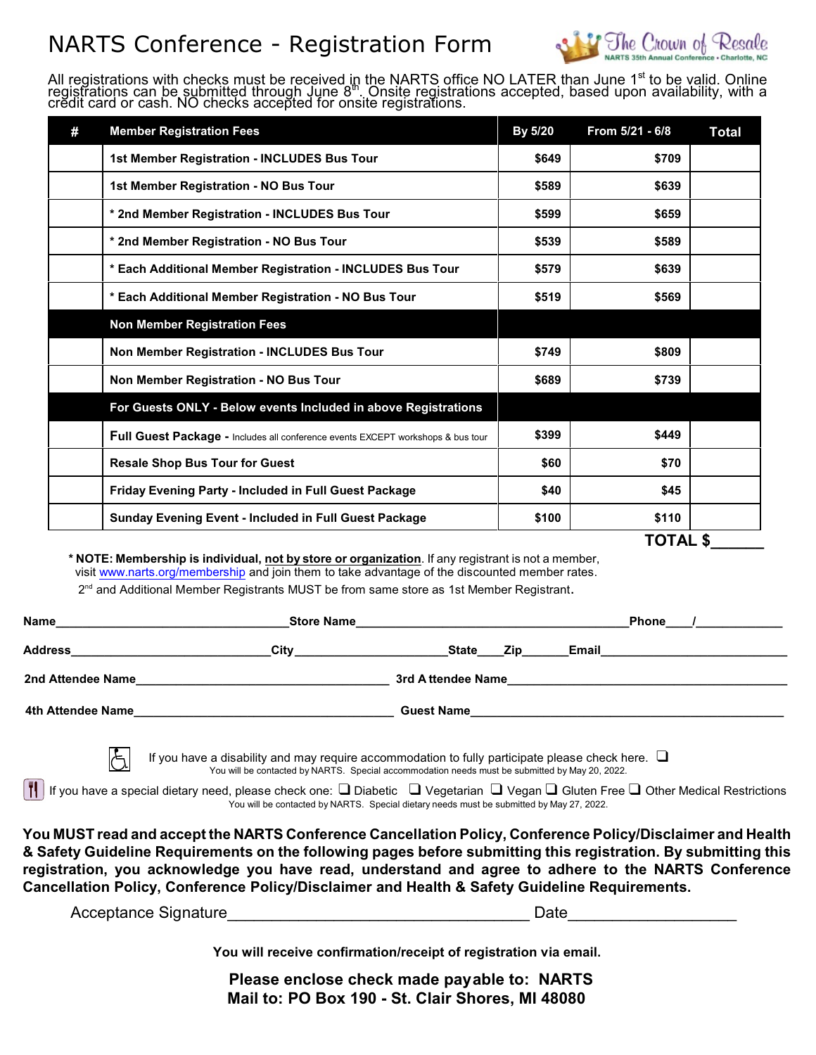# NARTS Conference - Registration Form

The Crown of Resale
NARTS 35th Annual Conference • Charlotte, NC

All registrations with checks must be received in the NARTS office NO LATER than June 1st to be valid. Online registrations can be submitted through June 8th. Onsite registrations accepted, based upon availability, with a credit card or cash. NO checks accepted for onsite registrations.

| # | Member Registration Fees | By 5/20 | From 5/21 - 6/8 | Total |
|---|---|---|---|---|
| | 1st Member Registration - INCLUDES Bus Tour | $649 | $709 | |
| | 1st Member Registration - NO Bus Tour | $589 | $639 | |
| | * 2nd Member Registration - INCLUDES Bus Tour | $599 | $659 | |
| | * 2nd Member Registration - NO Bus Tour | $539 | $589 | |
| | * Each Additional Member Registration - INCLUDES Bus Tour | $579 | $639 | |
| | * Each Additional Member Registration - NO Bus Tour | $519 | $569 | |
| | **Non Member Registration Fees** | | | |
| | Non Member Registration - INCLUDES Bus Tour | $749 | $809 | |
| | Non Member Registration - NO Bus Tour | $689 | $739 | |
| | **For Guests ONLY - Below events Included in above Registrations** | | | |
| | Full Guest Package - Includes all conference events EXCEPT workshops & bus tour | $399 | $449 | |
| | Resale Shop Bus Tour for Guest | $60 | $70 | |
| | Friday Evening Party - Included in Full Guest Package | $40 | $45 | |
| | Sunday Evening Event - Included in Full Guest Package | $100 | $110 | |

**TOTAL $______**

**\* NOTE: Membership is individual, not by store or organization**. If any registrant is not a member, visit www.narts.org/membership and join them to take advantage of the discounted member rates.

2nd and Additional Member Registrants MUST be from same store as 1st Member Registrant.

**Name**__________________________________**Store Name**________________________________________**Phone**____/_____________

**Address**_____________________________**City**_______________________**State**____**Zip**_______**Email**___________________________

**2nd Attendee Name**____________________________________ **3rd Attendee Name**________________________________________

**4th Attendee Name**_____________________________________ **Guest Name**_______________________________________________

If you have a disability and may require accommodation to fully participate please check here. ❑
You will be contacted by NARTS. Special accommodation needs must be submitted by May 20, 2022.

If you have a special dietary need, please check one: ❑ Diabetic ❑ Vegetarian ❑ Vegan ❑ Gluten Free ❑ Other Medical Restrictions
You will be contacted by NARTS. Special dietary needs must be submitted by May 27, 2022.

**You MUST read and accept the NARTS Conference Cancellation Policy, Conference Policy/Disclaimer and Health & Safety Guideline Requirements on the following pages before submitting this registration. By submitting this registration, you acknowledge you have read, understand and agree to adhere to the NARTS Conference Cancellation Policy, Conference Policy/Disclaimer and Health & Safety Guideline Requirements.**

Acceptance Signature___________________________________ Date____________________

**You will receive confirmation/receipt of registration via email.**

**Please enclose check made payable to: NARTS**
**Mail to: PO Box 190 - St. Clair Shores, MI 48080**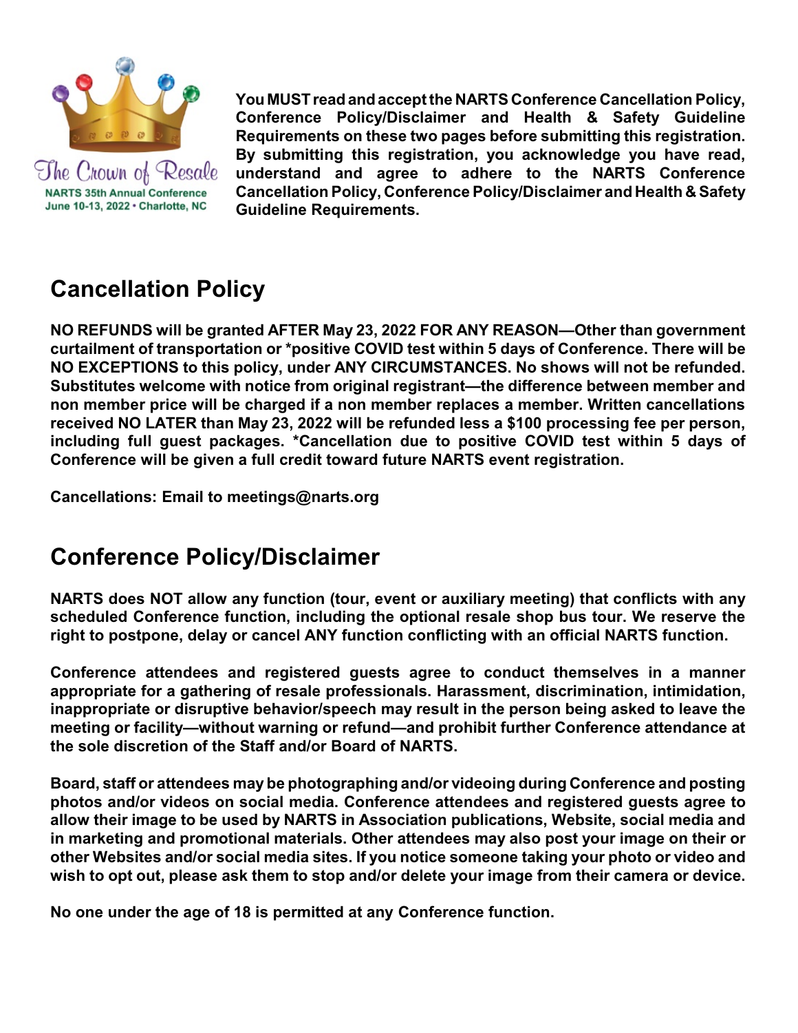The Crown of Resale
NARTS 35th Annual Conference
June 10-13, 2022 • Charlotte, NC

**You MUST read and accept the NARTS Conference Cancellation Policy, Conference Policy/Disclaimer and Health & Safety Guideline Requirements on these two pages before submitting this registration. By submitting this registration, you acknowledge you have read, understand and agree to adhere to the NARTS Conference Cancellation Policy, Conference Policy/Disclaimer and Health & Safety Guideline Requirements.**

## Cancellation Policy

**NO REFUNDS will be granted AFTER May 23, 2022 FOR ANY REASON—Other than government curtailment of transportation or *positive COVID test within 5 days of Conference. There will be NO EXCEPTIONS to this policy, under ANY CIRCUMSTANCES. No shows will not be refunded. Substitutes welcome with notice from original registrant—the difference between member and non member price will be charged if a non member replaces a member. Written cancellations received NO LATER than May 23, 2022 will be refunded less a $100 processing fee per person, including full guest packages. *Cancellation due to positive COVID test within 5 days of Conference will be given a full credit toward future NARTS event registration.**

**Cancellations: Email to meetings@narts.org**

## Conference Policy/Disclaimer

**NARTS does NOT allow any function (tour, event or auxiliary meeting) that conflicts with any scheduled Conference function, including the optional resale shop bus tour. We reserve the right to postpone, delay or cancel ANY function conflicting with an official NARTS function.**

**Conference attendees and registered guests agree to conduct themselves in a manner appropriate for a gathering of resale professionals. Harassment, discrimination, intimidation, inappropriate or disruptive behavior/speech may result in the person being asked to leave the meeting or facility—without warning or refund—and prohibit further Conference attendance at the sole discretion of the Staff and/or Board of NARTS.**

**Board, staff or attendees may be photographing and/or videoing during Conference and posting photos and/or videos on social media. Conference attendees and registered guests agree to allow their image to be used by NARTS in Association publications, Website, social media and in marketing and promotional materials. Other attendees may also post your image on their or other Websites and/or social media sites. If you notice someone taking your photo or video and wish to opt out, please ask them to stop and/or delete your image from their camera or device.**

**No one under the age of 18 is permitted at any Conference function.**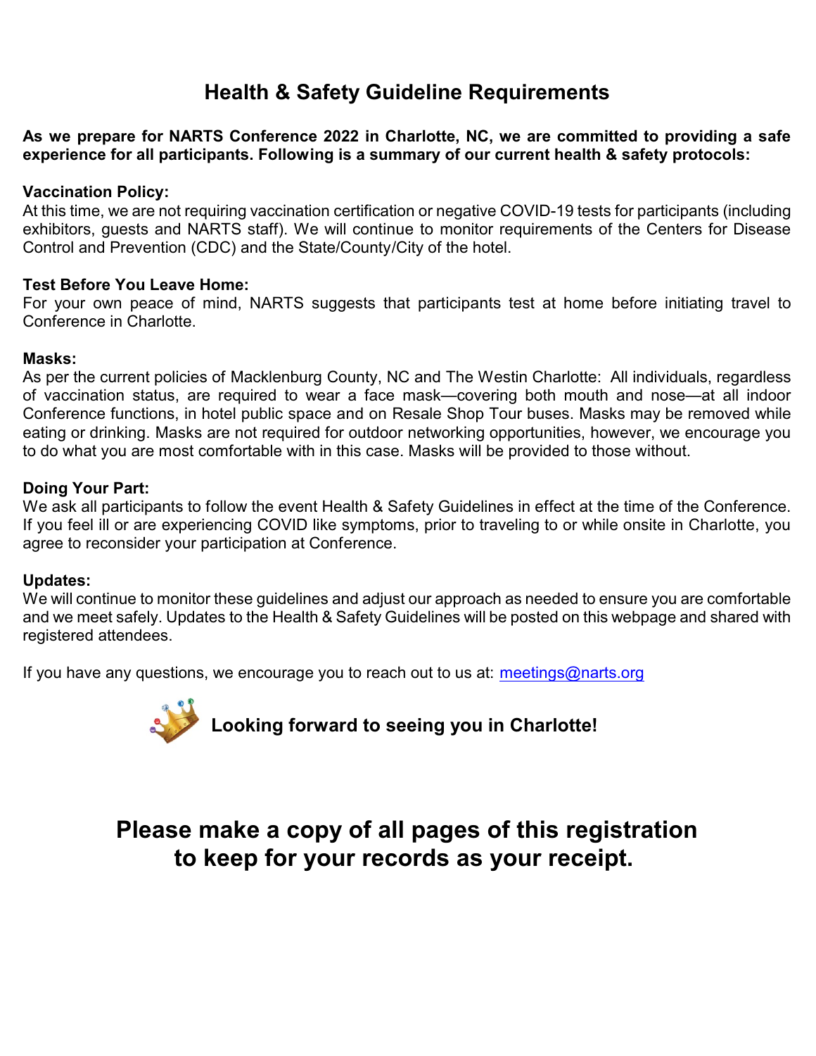# Health & Safety Guideline Requirements

**As we prepare for NARTS Conference 2022 in Charlotte, NC, we are committed to providing a safe experience for all participants. Following is a summary of our current health & safety protocols:**

**Vaccination Policy:**
At this time, we are not requiring vaccination certification or negative COVID-19 tests for participants (including exhibitors, guests and NARTS staff). We will continue to monitor requirements of the Centers for Disease Control and Prevention (CDC) and the State/County/City of the hotel.

**Test Before You Leave Home:**
For your own peace of mind, NARTS suggests that participants test at home before initiating travel to Conference in Charlotte.

**Masks:**
As per the current policies of Macklenburg County, NC and The Westin Charlotte: All individuals, regardless of vaccination status, are required to wear a face mask—covering both mouth and nose—at all indoor Conference functions, in hotel public space and on Resale Shop Tour buses. Masks may be removed while eating or drinking. Masks are not required for outdoor networking opportunities, however, we encourage you to do what you are most comfortable with in this case. Masks will be provided to those without.

**Doing Your Part:**
We ask all participants to follow the event Health & Safety Guidelines in effect at the time of the Conference. If you feel ill or are experiencing COVID like symptoms, prior to traveling to or while onsite in Charlotte, you agree to reconsider your participation at Conference.

**Updates:**
We will continue to monitor these guidelines and adjust our approach as needed to ensure you are comfortable and we meet safely. Updates to the Health & Safety Guidelines will be posted on this webpage and shared with registered attendees.

If you have any questions, we encourage you to reach out to us at: meetings@narts.org

**Looking forward to seeing you in Charlotte!**

## Please make a copy of all pages of this registration to keep for your records as your receipt.